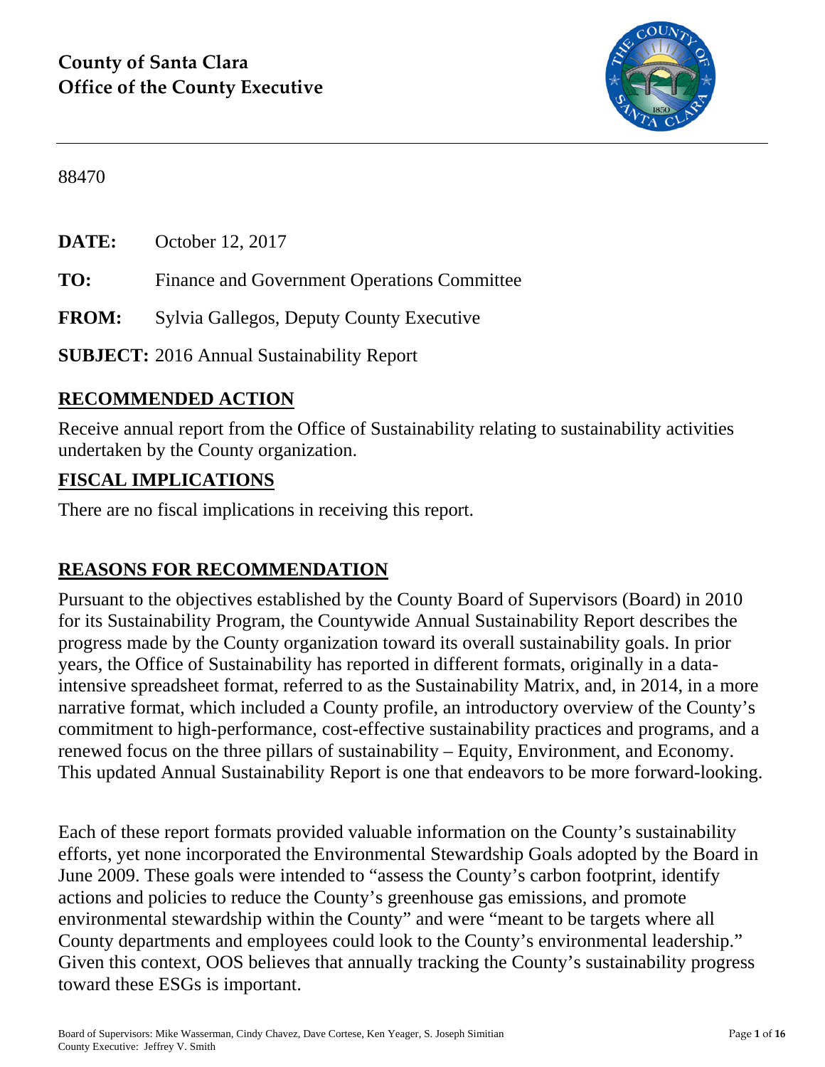**County of Santa Clara**
**Office of the County Executive**

88470

**DATE:** October 12, 2017

**TO:** Finance and Government Operations Committee

**FROM:** Sylvia Gallegos, Deputy County Executive

**SUBJECT:** 2016 Annual Sustainability Report

## RECOMMENDED ACTION

Receive annual report from the Office of Sustainability relating to sustainability activities undertaken by the County organization.

## FISCAL IMPLICATIONS

There are no fiscal implications in receiving this report.

## REASONS FOR RECOMMENDATION

Pursuant to the objectives established by the County Board of Supervisors (Board) in 2010 for its Sustainability Program, the Countywide Annual Sustainability Report describes the progress made by the County organization toward its overall sustainability goals. In prior years, the Office of Sustainability has reported in different formats, originally in a data-intensive spreadsheet format, referred to as the Sustainability Matrix, and, in 2014, in a more narrative format, which included a County profile, an introductory overview of the County's commitment to high-performance, cost-effective sustainability practices and programs, and a renewed focus on the three pillars of sustainability – Equity, Environment, and Economy. This updated Annual Sustainability Report is one that endeavors to be more forward-looking.

Each of these report formats provided valuable information on the County's sustainability efforts, yet none incorporated the Environmental Stewardship Goals adopted by the Board in June 2009. These goals were intended to "assess the County's carbon footprint, identify actions and policies to reduce the County's greenhouse gas emissions, and promote environmental stewardship within the County" and were "meant to be targets where all County departments and employees could look to the County's environmental leadership." Given this context, OOS believes that annually tracking the County's sustainability progress toward these ESGs is important.

Board of Supervisors: Mike Wasserman, Cindy Chavez, Dave Cortese, Ken Yeager, S. Joseph Simitian
County Executive: Jeffrey V. Smith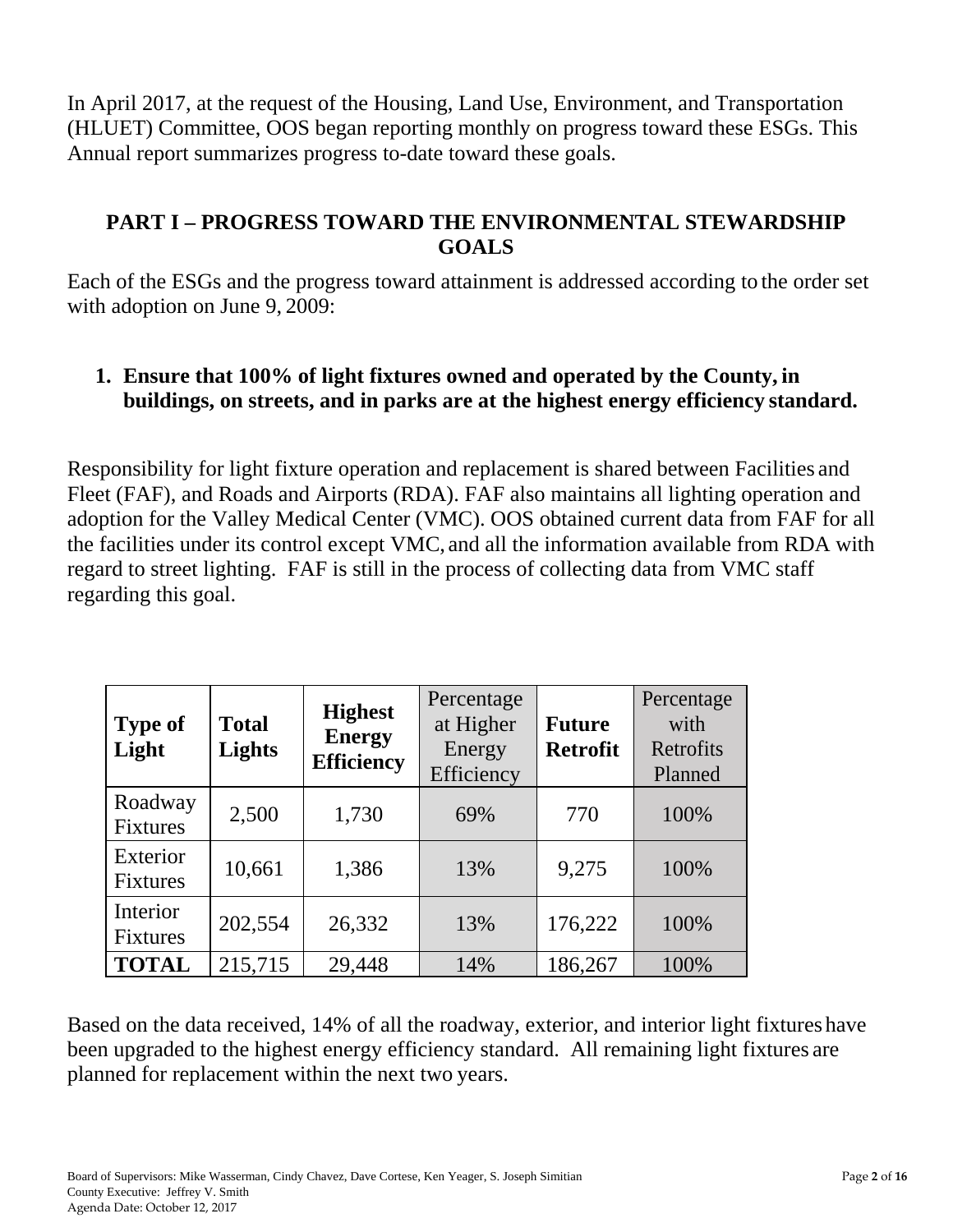In April 2017, at the request of the Housing, Land Use, Environment, and Transportation (HLUET) Committee, OOS began reporting monthly on progress toward these ESGs. This Annual report summarizes progress to-date toward these goals.

## PART I – PROGRESS TOWARD THE ENVIRONMENTAL STEWARDSHIP GOALS

Each of the ESGs and the progress toward attainment is addressed according to the order set with adoption on June 9, 2009:

1. **Ensure that 100% of light fixtures owned and operated by the County, in buildings, on streets, and in parks are at the highest energy efficiency standard.**

Responsibility for light fixture operation and replacement is shared between Facilities and Fleet (FAF), and Roads and Airports (RDA). FAF also maintains all lighting operation and adoption for the Valley Medical Center (VMC). OOS obtained current data from FAF for all the facilities under its control except VMC, and all the information available from RDA with regard to street lighting. FAF is still in the process of collecting data from VMC staff regarding this goal.

| **Type of Light** | **Total Lights** | **Highest Energy Efficiency** | Percentage at Higher Energy Efficiency | **Future Retrofit** | Percentage with Retrofits Planned |
|---|---|---|---|---|---|
| Roadway Fixtures | 2,500 | 1,730 | 69% | 770 | 100% |
| Exterior Fixtures | 10,661 | 1,386 | 13% | 9,275 | 100% |
| Interior Fixtures | 202,554 | 26,332 | 13% | 176,222 | 100% |
| **TOTAL** | 215,715 | 29,448 | 14% | 186,267 | 100% |

Based on the data received, 14% of all the roadway, exterior, and interior light fixtures have been upgraded to the highest energy efficiency standard. All remaining light fixtures are planned for replacement within the next two years.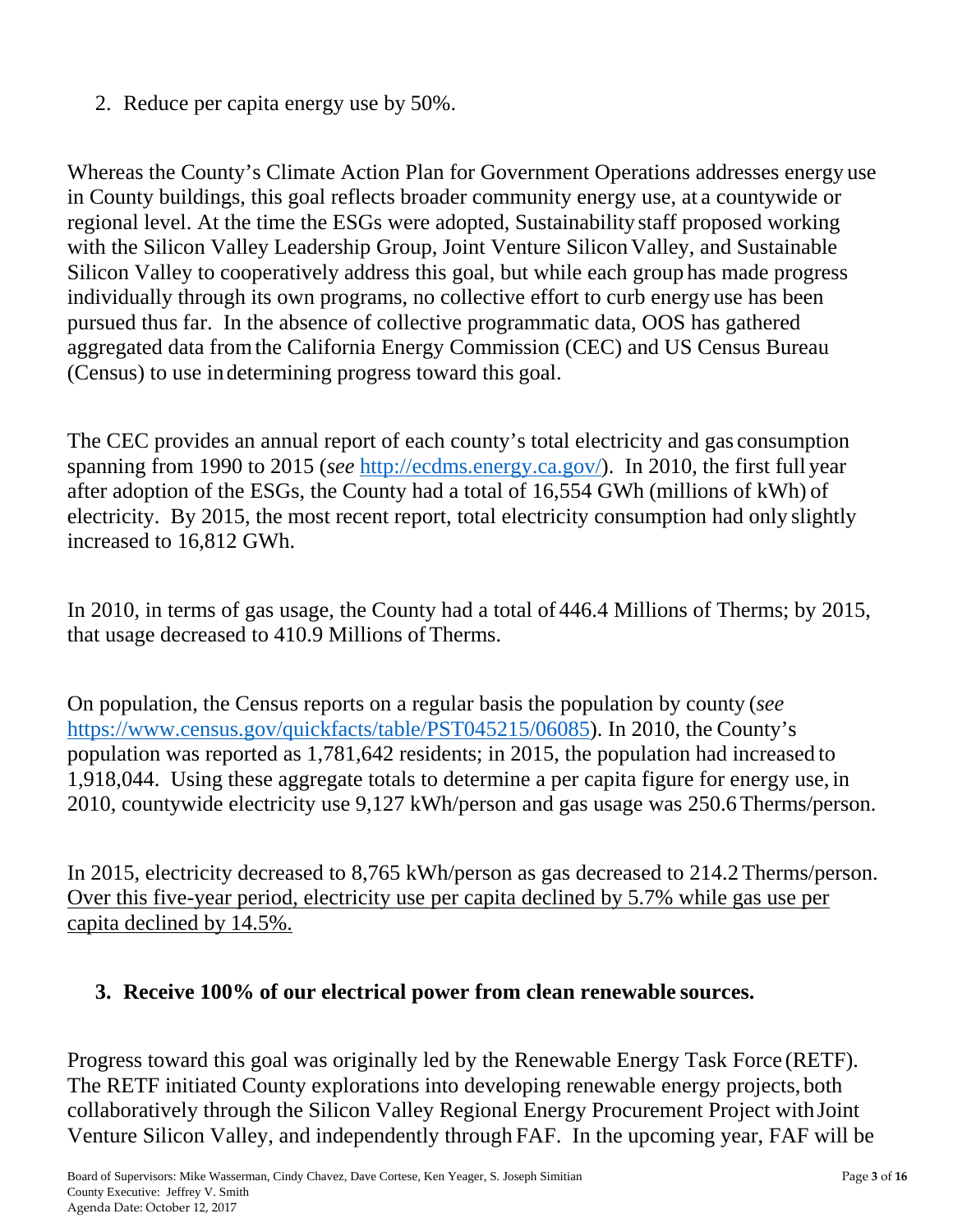2. Reduce per capita energy use by 50%.

Whereas the County's Climate Action Plan for Government Operations addresses energy use in County buildings, this goal reflects broader community energy use, at a countywide or regional level. At the time the ESGs were adopted, Sustainability staff proposed working with the Silicon Valley Leadership Group, Joint Venture Silicon Valley, and Sustainable Silicon Valley to cooperatively address this goal, but while each group has made progress individually through its own programs, no collective effort to curb energy use has been pursued thus far. In the absence of collective programmatic data, OOS has gathered aggregated data from the California Energy Commission (CEC) and US Census Bureau (Census) to use in determining progress toward this goal.

The CEC provides an annual report of each county's total electricity and gas consumption spanning from 1990 to 2015 (*see* [http://ecdms.energy.ca.gov/](http://ecdms.energy.ca.gov/)). In 2010, the first full year after adoption of the ESGs, the County had a total of 16,554 GWh (millions of kWh) of electricity. By 2015, the most recent report, total electricity consumption had only slightly increased to 16,812 GWh.

In 2010, in terms of gas usage, the County had a total of 446.4 Millions of Therms; by 2015, that usage decreased to 410.9 Millions of Therms.

On population, the Census reports on a regular basis the population by county (*see* [https://www.census.gov/quickfacts/table/PST045215/06085](https://www.census.gov/quickfacts/table/PST045215/06085)). In 2010, the County's population was reported as 1,781,642 residents; in 2015, the population had increased to 1,918,044. Using these aggregate totals to determine a per capita figure for energy use, in 2010, countywide electricity use 9,127 kWh/person and gas usage was 250.6 Therms/person.

In 2015, electricity decreased to 8,765 kWh/person as gas decreased to 214.2 Therms/person. <u>Over this five-year period, electricity use per capita declined by 5.7% while gas use per capita declined by 14.5%.</u>

3. **Receive 100% of our electrical power from clean renewable sources.**

Progress toward this goal was originally led by the Renewable Energy Task Force (RETF). The RETF initiated County explorations into developing renewable energy projects, both collaboratively through the Silicon Valley Regional Energy Procurement Project with Joint Venture Silicon Valley, and independently through FAF. In the upcoming year, FAF will be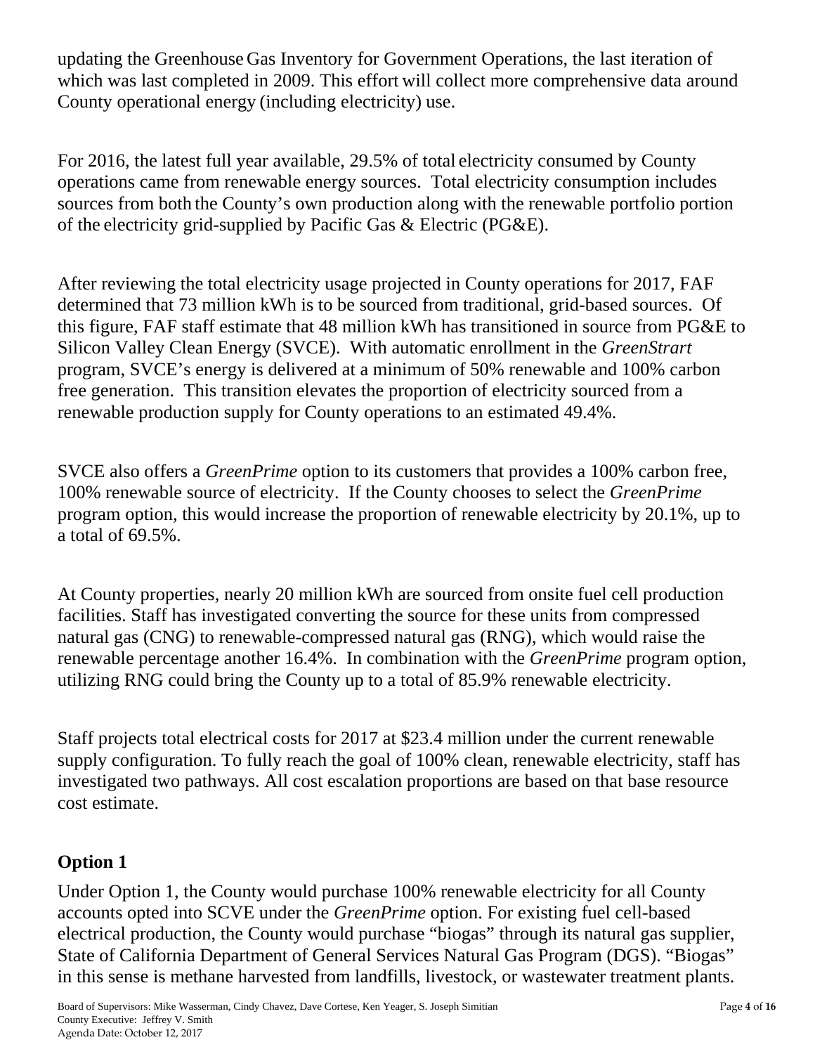updating the Greenhouse Gas Inventory for Government Operations, the last iteration of which was last completed in 2009. This effort will collect more comprehensive data around County operational energy (including electricity) use.

For 2016, the latest full year available, 29.5% of total electricity consumed by County operations came from renewable energy sources. Total electricity consumption includes sources from both the County's own production along with the renewable portfolio portion of the electricity grid-supplied by Pacific Gas & Electric (PG&E).

After reviewing the total electricity usage projected in County operations for 2017, FAF determined that 73 million kWh is to be sourced from traditional, grid-based sources. Of this figure, FAF staff estimate that 48 million kWh has transitioned in source from PG&E to Silicon Valley Clean Energy (SVCE). With automatic enrollment in the *GreenStrart* program, SVCE's energy is delivered at a minimum of 50% renewable and 100% carbon free generation. This transition elevates the proportion of electricity sourced from a renewable production supply for County operations to an estimated 49.4%.

SVCE also offers a *GreenPrime* option to its customers that provides a 100% carbon free, 100% renewable source of electricity. If the County chooses to select the *GreenPrime* program option, this would increase the proportion of renewable electricity by 20.1%, up to a total of 69.5%.

At County properties, nearly 20 million kWh are sourced from onsite fuel cell production facilities. Staff has investigated converting the source for these units from compressed natural gas (CNG) to renewable-compressed natural gas (RNG), which would raise the renewable percentage another 16.4%. In combination with the *GreenPrime* program option, utilizing RNG could bring the County up to a total of 85.9% renewable electricity.

Staff projects total electrical costs for 2017 at $23.4 million under the current renewable supply configuration. To fully reach the goal of 100% clean, renewable electricity, staff has investigated two pathways. All cost escalation proportions are based on that base resource cost estimate.

## Option 1

Under Option 1, the County would purchase 100% renewable electricity for all County accounts opted into SCVE under the *GreenPrime* option. For existing fuel cell-based electrical production, the County would purchase "biogas" through its natural gas supplier, State of California Department of General Services Natural Gas Program (DGS). "Biogas" in this sense is methane harvested from landfills, livestock, or wastewater treatment plants.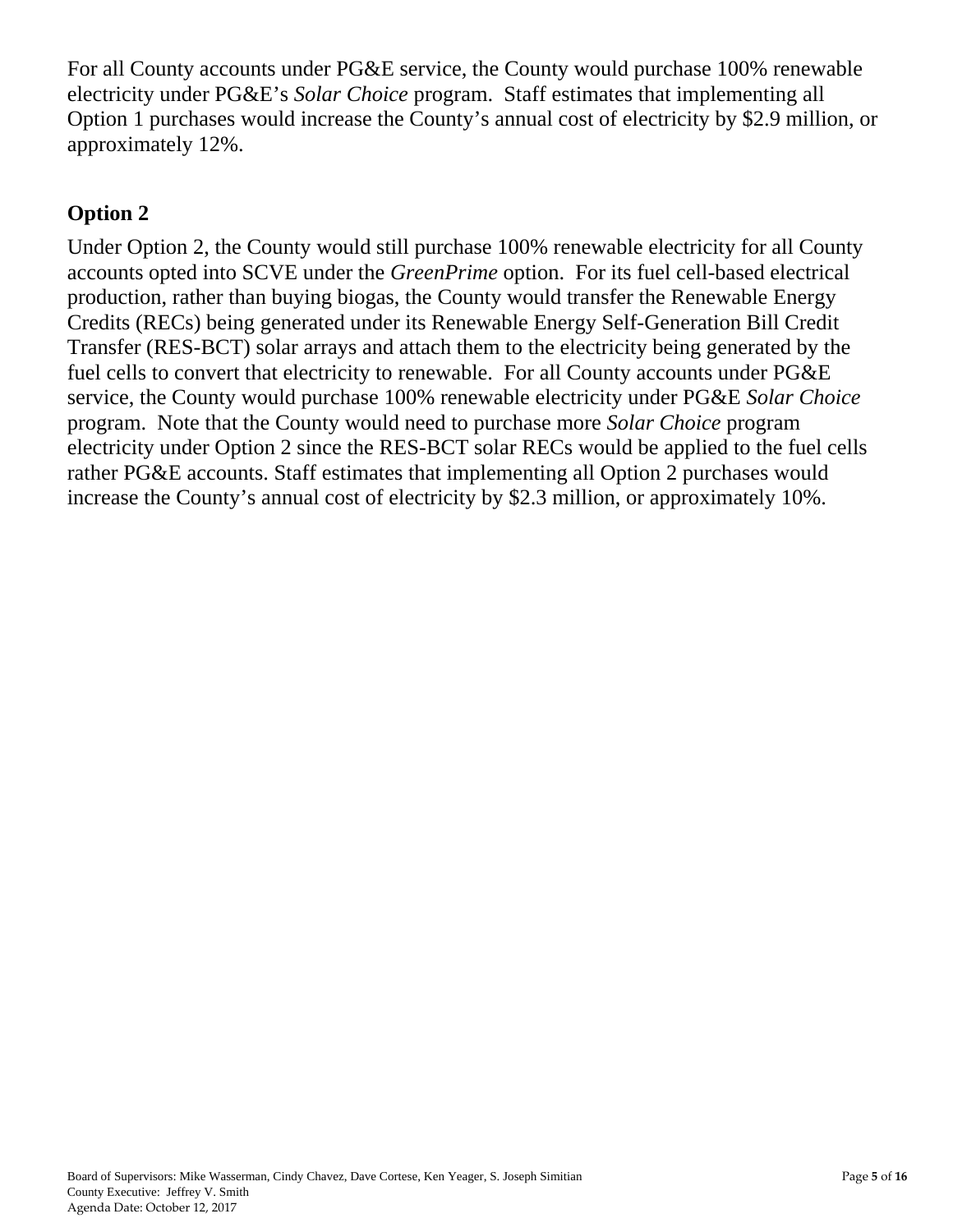For all County accounts under PG&E service, the County would purchase 100% renewable electricity under PG&E's *Solar Choice* program. Staff estimates that implementing all Option 1 purchases would increase the County's annual cost of electricity by $2.9 million, or approximately 12%.

## Option 2

Under Option 2, the County would still purchase 100% renewable electricity for all County accounts opted into SCVE under the *GreenPrime* option. For its fuel cell-based electrical production, rather than buying biogas, the County would transfer the Renewable Energy Credits (RECs) being generated under its Renewable Energy Self-Generation Bill Credit Transfer (RES-BCT) solar arrays and attach them to the electricity being generated by the fuel cells to convert that electricity to renewable. For all County accounts under PG&E service, the County would purchase 100% renewable electricity under PG&E *Solar Choice* program. Note that the County would need to purchase more *Solar Choice* program electricity under Option 2 since the RES-BCT solar RECs would be applied to the fuel cells rather PG&E accounts. Staff estimates that implementing all Option 2 purchases would increase the County's annual cost of electricity by $2.3 million, or approximately 10%.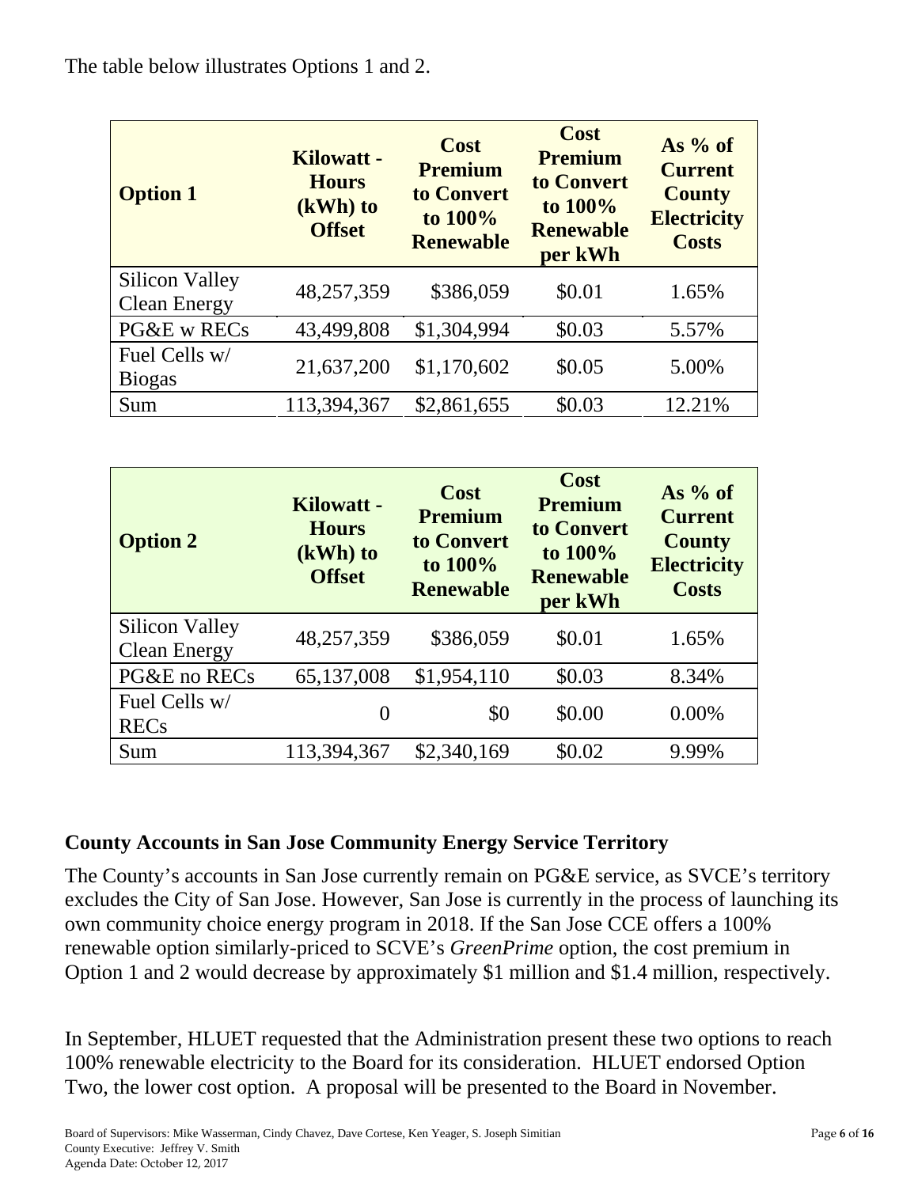The table below illustrates Options 1 and 2.

| Option 1 | Kilowatt - Hours (kWh) to Offset | Cost Premium to Convert to 100% Renewable | Cost Premium to Convert to 100% Renewable per kWh | As % of Current County Electricity Costs |
|---|---|---|---|---|
| Silicon Valley Clean Energy | 48,257,359 | $386,059 | $0.01 | 1.65% |
| PG&E w RECs | 43,499,808 | $1,304,994 | $0.03 | 5.57% |
| Fuel Cells w/ Biogas | 21,637,200 | $1,170,602 | $0.05 | 5.00% |
| Sum | 113,394,367 | $2,861,655 | $0.03 | 12.21% |

| Option 2 | Kilowatt - Hours (kWh) to Offset | Cost Premium to Convert to 100% Renewable | Cost Premium to Convert to 100% Renewable per kWh | As % of Current County Electricity Costs |
|---|---|---|---|---|
| Silicon Valley Clean Energy | 48,257,359 | $386,059 | $0.01 | 1.65% |
| PG&E no RECs | 65,137,008 | $1,954,110 | $0.03 | 8.34% |
| Fuel Cells w/ RECs | 0 | $0 | $0.00 | 0.00% |
| Sum | 113,394,367 | $2,340,169 | $0.02 | 9.99% |

## County Accounts in San Jose Community Energy Service Territory

The County's accounts in San Jose currently remain on PG&E service, as SVCE's territory excludes the City of San Jose. However, San Jose is currently in the process of launching its own community choice energy program in 2018. If the San Jose CCE offers a 100% renewable option similarly-priced to SCVE's *GreenPrime* option, the cost premium in Option 1 and 2 would decrease by approximately $1 million and $1.4 million, respectively.

In September, HLUET requested that the Administration present these two options to reach 100% renewable electricity to the Board for its consideration. HLUET endorsed Option Two, the lower cost option. A proposal will be presented to the Board in November.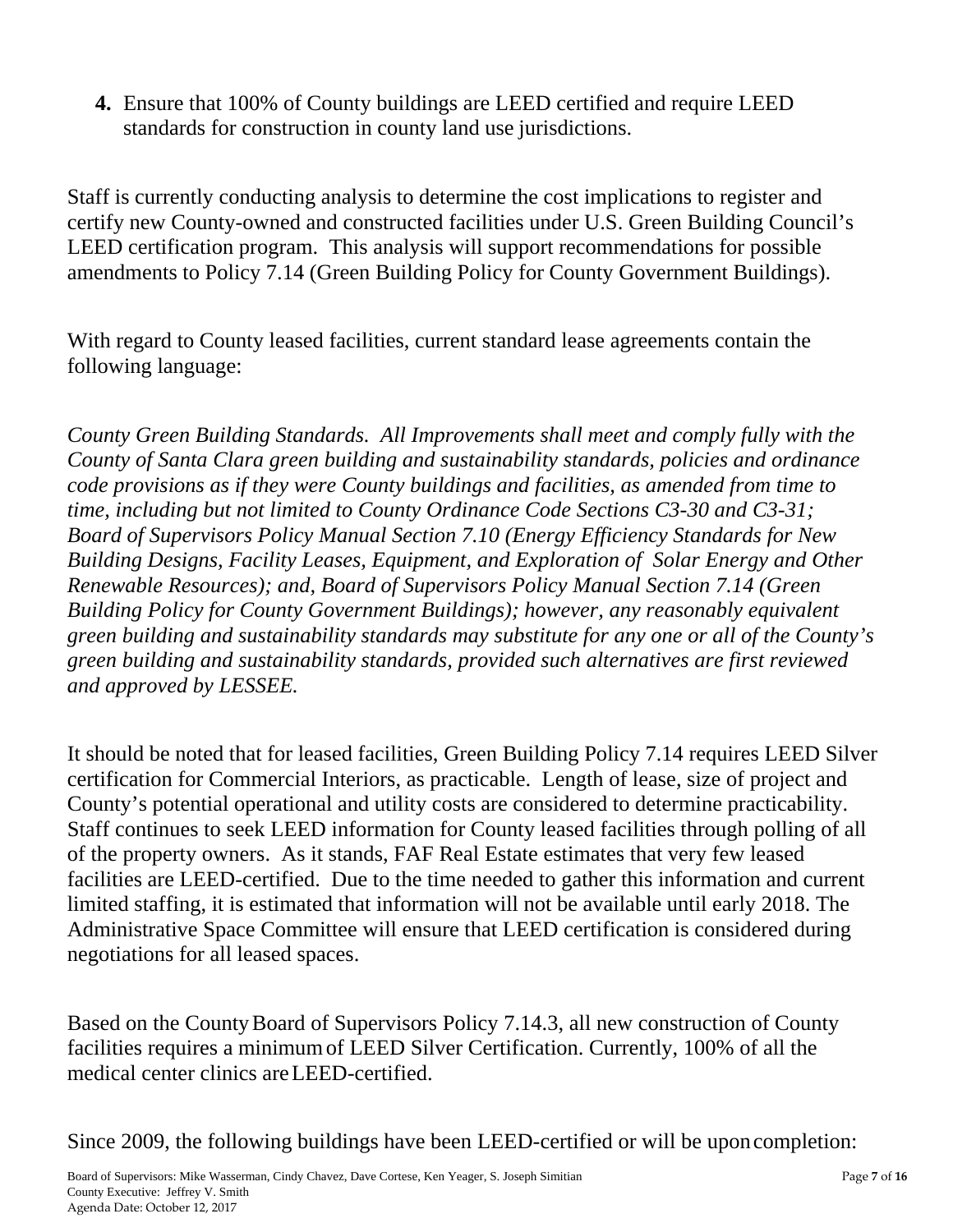4. Ensure that 100% of County buildings are LEED certified and require LEED standards for construction in county land use jurisdictions.

Staff is currently conducting analysis to determine the cost implications to register and certify new County-owned and constructed facilities under U.S. Green Building Council's LEED certification program. This analysis will support recommendations for possible amendments to Policy 7.14 (Green Building Policy for County Government Buildings).

With regard to County leased facilities, current standard lease agreements contain the following language:

*County Green Building Standards. All Improvements shall meet and comply fully with the County of Santa Clara green building and sustainability standards, policies and ordinance code provisions as if they were County buildings and facilities, as amended from time to time, including but not limited to County Ordinance Code Sections C3-30 and C3-31; Board of Supervisors Policy Manual Section 7.10 (Energy Efficiency Standards for New Building Designs, Facility Leases, Equipment, and Exploration of Solar Energy and Other Renewable Resources); and, Board of Supervisors Policy Manual Section 7.14 (Green Building Policy for County Government Buildings); however, any reasonably equivalent green building and sustainability standards may substitute for any one or all of the County's green building and sustainability standards, provided such alternatives are first reviewed and approved by LESSEE.*

It should be noted that for leased facilities, Green Building Policy 7.14 requires LEED Silver certification for Commercial Interiors, as practicable. Length of lease, size of project and County's potential operational and utility costs are considered to determine practicability. Staff continues to seek LEED information for County leased facilities through polling of all of the property owners. As it stands, FAF Real Estate estimates that very few leased facilities are LEED-certified. Due to the time needed to gather this information and current limited staffing, it is estimated that information will not be available until early 2018. The Administrative Space Committee will ensure that LEED certification is considered during negotiations for all leased spaces.

Based on the County Board of Supervisors Policy 7.14.3, all new construction of County facilities requires a minimum of LEED Silver Certification. Currently, 100% of all the medical center clinics are LEED-certified.

Since 2009, the following buildings have been LEED-certified or will be upon completion: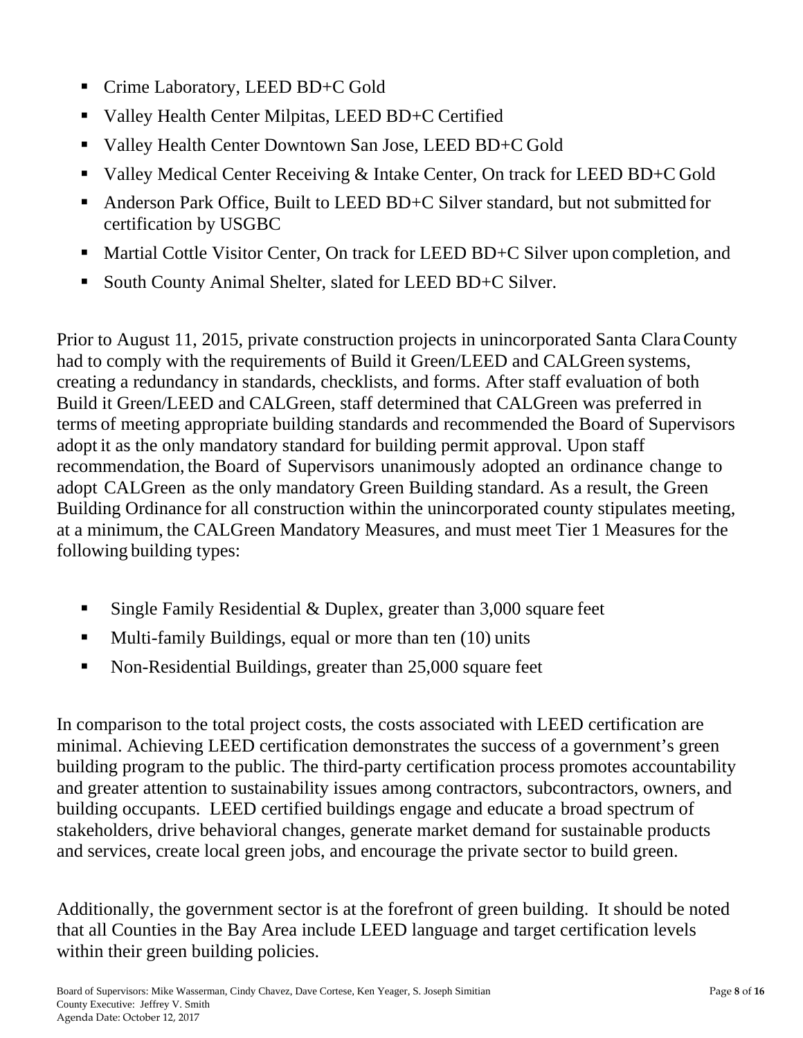- Crime Laboratory, LEED BD+C Gold
- Valley Health Center Milpitas, LEED BD+C Certified
- Valley Health Center Downtown San Jose, LEED BD+C Gold
- Valley Medical Center Receiving & Intake Center, On track for LEED BD+C Gold
- Anderson Park Office, Built to LEED BD+C Silver standard, but not submitted for certification by USGBC
- Martial Cottle Visitor Center, On track for LEED BD+C Silver upon completion, and
- South County Animal Shelter, slated for LEED BD+C Silver.

Prior to August 11, 2015, private construction projects in unincorporated Santa Clara County had to comply with the requirements of Build it Green/LEED and CALGreen systems, creating a redundancy in standards, checklists, and forms. After staff evaluation of both Build it Green/LEED and CALGreen, staff determined that CALGreen was preferred in terms of meeting appropriate building standards and recommended the Board of Supervisors adopt it as the only mandatory standard for building permit approval. Upon staff recommendation, the Board of Supervisors unanimously adopted an ordinance change to adopt CALGreen as the only mandatory Green Building standard. As a result, the Green Building Ordinance for all construction within the unincorporated county stipulates meeting, at a minimum, the CALGreen Mandatory Measures, and must meet Tier 1 Measures for the following building types:

- Single Family Residential & Duplex, greater than 3,000 square feet
- Multi-family Buildings, equal or more than ten (10) units
- Non-Residential Buildings, greater than 25,000 square feet

In comparison to the total project costs, the costs associated with LEED certification are minimal. Achieving LEED certification demonstrates the success of a government's green building program to the public. The third-party certification process promotes accountability and greater attention to sustainability issues among contractors, subcontractors, owners, and building occupants. LEED certified buildings engage and educate a broad spectrum of stakeholders, drive behavioral changes, generate market demand for sustainable products and services, create local green jobs, and encourage the private sector to build green.

Additionally, the government sector is at the forefront of green building. It should be noted that all Counties in the Bay Area include LEED language and target certification levels within their green building policies.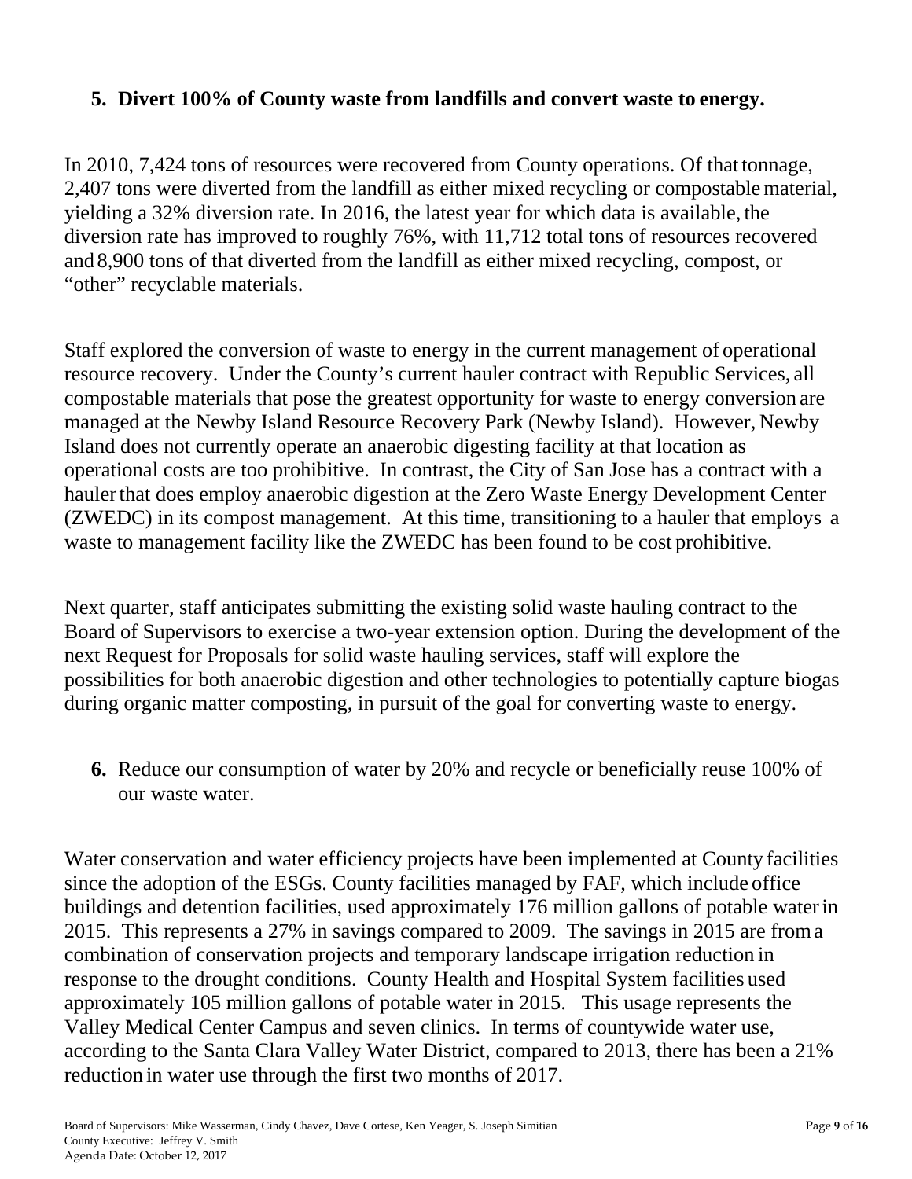5. **Divert 100% of County waste from landfills and convert waste to energy.**

In 2010, 7,424 tons of resources were recovered from County operations. Of that tonnage, 2,407 tons were diverted from the landfill as either mixed recycling or compostable material, yielding a 32% diversion rate. In 2016, the latest year for which data is available, the diversion rate has improved to roughly 76%, with 11,712 total tons of resources recovered and 8,900 tons of that diverted from the landfill as either mixed recycling, compost, or "other" recyclable materials.

Staff explored the conversion of waste to energy in the current management of operational resource recovery. Under the County's current hauler contract with Republic Services, all compostable materials that pose the greatest opportunity for waste to energy conversion are managed at the Newby Island Resource Recovery Park (Newby Island). However, Newby Island does not currently operate an anaerobic digesting facility at that location as operational costs are too prohibitive. In contrast, the City of San Jose has a contract with a hauler that does employ anaerobic digestion at the Zero Waste Energy Development Center (ZWEDC) in its compost management. At this time, transitioning to a hauler that employs a waste to management facility like the ZWEDC has been found to be cost prohibitive.

Next quarter, staff anticipates submitting the existing solid waste hauling contract to the Board of Supervisors to exercise a two-year extension option. During the development of the next Request for Proposals for solid waste hauling services, staff will explore the possibilities for both anaerobic digestion and other technologies to potentially capture biogas during organic matter composting, in pursuit of the goal for converting waste to energy.

6. Reduce our consumption of water by 20% and recycle or beneficially reuse 100% of our waste water.

Water conservation and water efficiency projects have been implemented at County facilities since the adoption of the ESGs. County facilities managed by FAF, which include office buildings and detention facilities, used approximately 176 million gallons of potable water in 2015. This represents a 27% in savings compared to 2009. The savings in 2015 are from a combination of conservation projects and temporary landscape irrigation reduction in response to the drought conditions. County Health and Hospital System facilities used approximately 105 million gallons of potable water in 2015. This usage represents the Valley Medical Center Campus and seven clinics. In terms of countywide water use, according to the Santa Clara Valley Water District, compared to 2013, there has been a 21% reduction in water use through the first two months of 2017.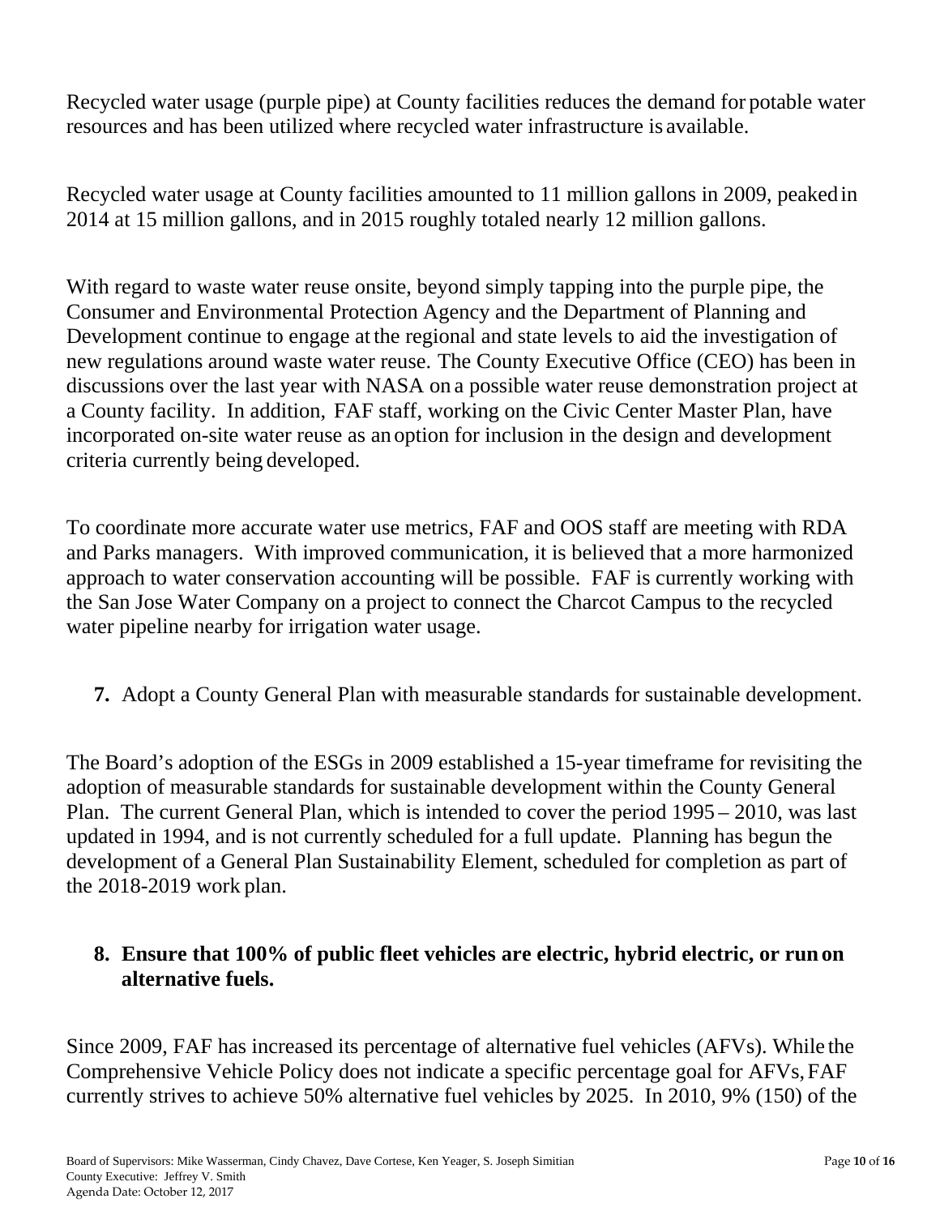Recycled water usage (purple pipe) at County facilities reduces the demand for potable water resources and has been utilized where recycled water infrastructure is available.

Recycled water usage at County facilities amounted to 11 million gallons in 2009, peaked in 2014 at 15 million gallons, and in 2015 roughly totaled nearly 12 million gallons.

With regard to waste water reuse onsite, beyond simply tapping into the purple pipe, the Consumer and Environmental Protection Agency and the Department of Planning and Development continue to engage at the regional and state levels to aid the investigation of new regulations around waste water reuse. The County Executive Office (CEO) has been in discussions over the last year with NASA on a possible water reuse demonstration project at a County facility. In addition, FAF staff, working on the Civic Center Master Plan, have incorporated on-site water reuse as an option for inclusion in the design and development criteria currently being developed.

To coordinate more accurate water use metrics, FAF and OOS staff are meeting with RDA and Parks managers. With improved communication, it is believed that a more harmonized approach to water conservation accounting will be possible. FAF is currently working with the San Jose Water Company on a project to connect the Charcot Campus to the recycled water pipeline nearby for irrigation water usage.

**7.** Adopt a County General Plan with measurable standards for sustainable development.

The Board's adoption of the ESGs in 2009 established a 15-year timeframe for revisiting the adoption of measurable standards for sustainable development within the County General Plan. The current General Plan, which is intended to cover the period 1995 – 2010, was last updated in 1994, and is not currently scheduled for a full update. Planning has begun the development of a General Plan Sustainability Element, scheduled for completion as part of the 2018-2019 work plan.

**8. Ensure that 100% of public fleet vehicles are electric, hybrid electric, or run on alternative fuels.**

Since 2009, FAF has increased its percentage of alternative fuel vehicles (AFVs). While the Comprehensive Vehicle Policy does not indicate a specific percentage goal for AFVs, FAF currently strives to achieve 50% alternative fuel vehicles by 2025. In 2010, 9% (150) of the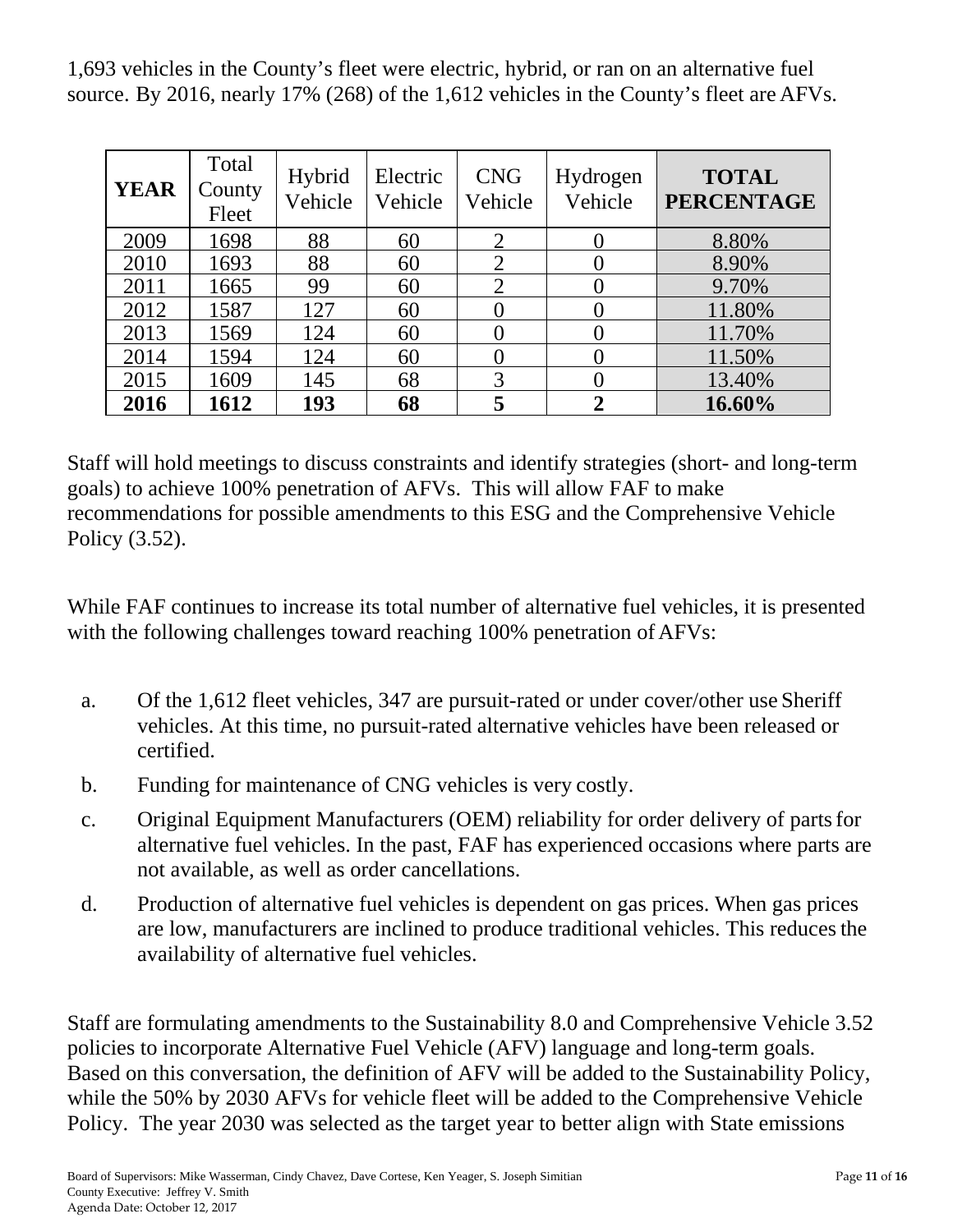1,693 vehicles in the County's fleet were electric, hybrid, or ran on an alternative fuel source. By 2016, nearly 17% (268) of the 1,612 vehicles in the County's fleet are AFVs.

| YEAR | Total County Fleet | Hybrid Vehicle | Electric Vehicle | CNG Vehicle | Hydrogen Vehicle | TOTAL PERCENTAGE |
|---|---|---|---|---|---|---|
| 2009 | 1698 | 88 | 60 | 2 | 0 | 8.80% |
| 2010 | 1693 | 88 | 60 | 2 | 0 | 8.90% |
| 2011 | 1665 | 99 | 60 | 2 | 0 | 9.70% |
| 2012 | 1587 | 127 | 60 | 0 | 0 | 11.80% |
| 2013 | 1569 | 124 | 60 | 0 | 0 | 11.70% |
| 2014 | 1594 | 124 | 60 | 0 | 0 | 11.50% |
| 2015 | 1609 | 145 | 68 | 3 | 0 | 13.40% |
| **2016** | **1612** | **193** | **68** | **5** | **2** | **16.60%** |

Staff will hold meetings to discuss constraints and identify strategies (short- and long-term goals) to achieve 100% penetration of AFVs. This will allow FAF to make recommendations for possible amendments to this ESG and the Comprehensive Vehicle Policy (3.52).

While FAF continues to increase its total number of alternative fuel vehicles, it is presented with the following challenges toward reaching 100% penetration of AFVs:

a. Of the 1,612 fleet vehicles, 347 are pursuit-rated or under cover/other use Sheriff vehicles. At this time, no pursuit-rated alternative vehicles have been released or certified.

b. Funding for maintenance of CNG vehicles is very costly.

c. Original Equipment Manufacturers (OEM) reliability for order delivery of parts for alternative fuel vehicles. In the past, FAF has experienced occasions where parts are not available, as well as order cancellations.

d. Production of alternative fuel vehicles is dependent on gas prices. When gas prices are low, manufacturers are inclined to produce traditional vehicles. This reduces the availability of alternative fuel vehicles.

Staff are formulating amendments to the Sustainability 8.0 and Comprehensive Vehicle 3.52 policies to incorporate Alternative Fuel Vehicle (AFV) language and long-term goals. Based on this conversation, the definition of AFV will be added to the Sustainability Policy, while the 50% by 2030 AFVs for vehicle fleet will be added to the Comprehensive Vehicle Policy. The year 2030 was selected as the target year to better align with State emissions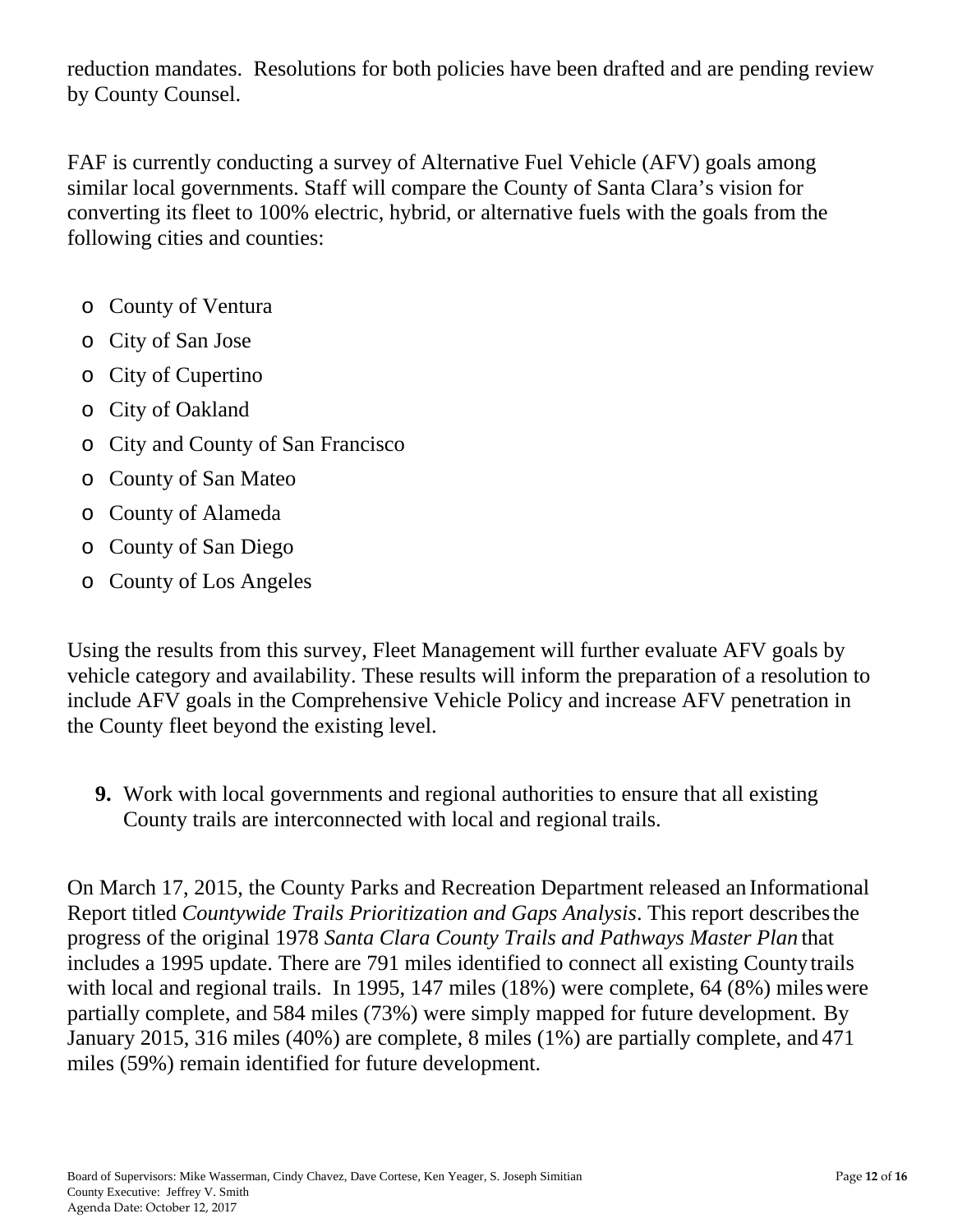reduction mandates. Resolutions for both policies have been drafted and are pending review by County Counsel.

FAF is currently conducting a survey of Alternative Fuel Vehicle (AFV) goals among similar local governments. Staff will compare the County of Santa Clara's vision for converting its fleet to 100% electric, hybrid, or alternative fuels with the goals from the following cities and counties:

- County of Ventura
- City of San Jose
- City of Cupertino
- City of Oakland
- City and County of San Francisco
- County of San Mateo
- County of Alameda
- County of San Diego
- County of Los Angeles

Using the results from this survey, Fleet Management will further evaluate AFV goals by vehicle category and availability. These results will inform the preparation of a resolution to include AFV goals in the Comprehensive Vehicle Policy and increase AFV penetration in the County fleet beyond the existing level.

9. Work with local governments and regional authorities to ensure that all existing County trails are interconnected with local and regional trails.

On March 17, 2015, the County Parks and Recreation Department released an Informational Report titled *Countywide Trails Prioritization and Gaps Analysis*. This report describes the progress of the original 1978 *Santa Clara County Trails and Pathways Master Plan* that includes a 1995 update. There are 791 miles identified to connect all existing County trails with local and regional trails. In 1995, 147 miles (18%) were complete, 64 (8%) miles were partially complete, and 584 miles (73%) were simply mapped for future development. By January 2015, 316 miles (40%) are complete, 8 miles (1%) are partially complete, and 471 miles (59%) remain identified for future development.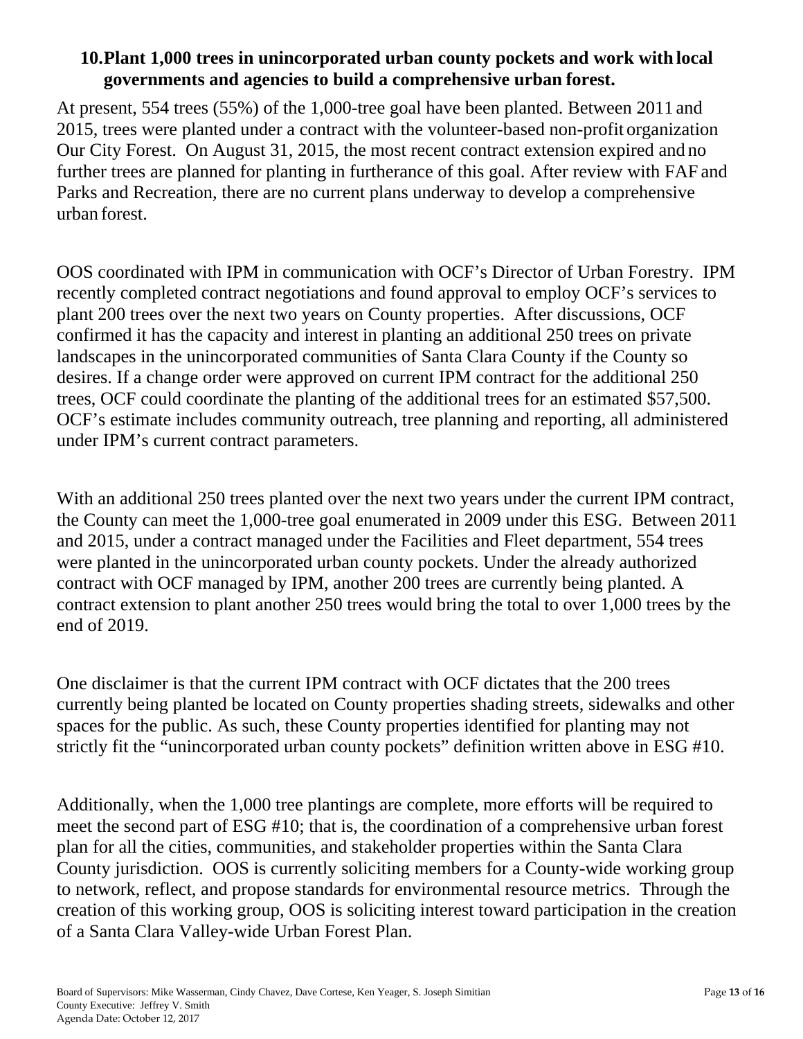**10. Plant 1,000 trees in unincorporated urban county pockets and work with local governments and agencies to build a comprehensive urban forest.**

At present, 554 trees (55%) of the 1,000-tree goal have been planted. Between 2011 and 2015, trees were planted under a contract with the volunteer-based non-profit organization Our City Forest. On August 31, 2015, the most recent contract extension expired and no further trees are planned for planting in furtherance of this goal. After review with FAF and Parks and Recreation, there are no current plans underway to develop a comprehensive urban forest.

OOS coordinated with IPM in communication with OCF's Director of Urban Forestry. IPM recently completed contract negotiations and found approval to employ OCF's services to plant 200 trees over the next two years on County properties. After discussions, OCF confirmed it has the capacity and interest in planting an additional 250 trees on private landscapes in the unincorporated communities of Santa Clara County if the County so desires. If a change order were approved on current IPM contract for the additional 250 trees, OCF could coordinate the planting of the additional trees for an estimated $57,500. OCF's estimate includes community outreach, tree planning and reporting, all administered under IPM's current contract parameters.

With an additional 250 trees planted over the next two years under the current IPM contract, the County can meet the 1,000-tree goal enumerated in 2009 under this ESG. Between 2011 and 2015, under a contract managed under the Facilities and Fleet department, 554 trees were planted in the unincorporated urban county pockets. Under the already authorized contract with OCF managed by IPM, another 200 trees are currently being planted. A contract extension to plant another 250 trees would bring the total to over 1,000 trees by the end of 2019.

One disclaimer is that the current IPM contract with OCF dictates that the 200 trees currently being planted be located on County properties shading streets, sidewalks and other spaces for the public. As such, these County properties identified for planting may not strictly fit the "unincorporated urban county pockets" definition written above in ESG #10.

Additionally, when the 1,000 tree plantings are complete, more efforts will be required to meet the second part of ESG #10; that is, the coordination of a comprehensive urban forest plan for all the cities, communities, and stakeholder properties within the Santa Clara County jurisdiction. OOS is currently soliciting members for a County-wide working group to network, reflect, and propose standards for environmental resource metrics. Through the creation of this working group, OOS is soliciting interest toward participation in the creation of a Santa Clara Valley-wide Urban Forest Plan.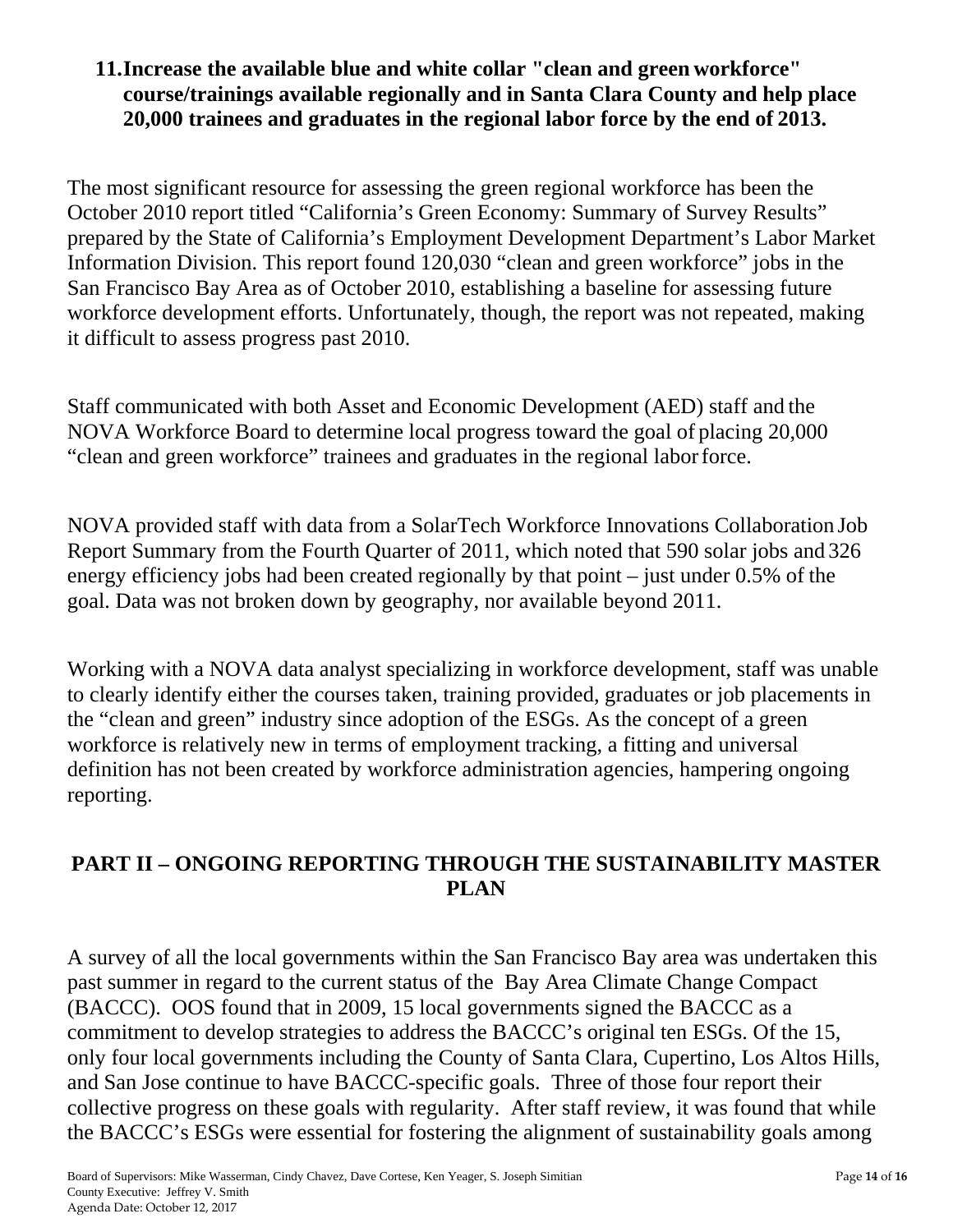11. **Increase the available blue and white collar "clean and green workforce" course/trainings available regionally and in Santa Clara County and help place 20,000 trainees and graduates in the regional labor force by the end of 2013.**

The most significant resource for assessing the green regional workforce has been the October 2010 report titled "California's Green Economy: Summary of Survey Results" prepared by the State of California's Employment Development Department's Labor Market Information Division. This report found 120,030 "clean and green workforce" jobs in the San Francisco Bay Area as of October 2010, establishing a baseline for assessing future workforce development efforts. Unfortunately, though, the report was not repeated, making it difficult to assess progress past 2010.

Staff communicated with both Asset and Economic Development (AED) staff and the NOVA Workforce Board to determine local progress toward the goal of placing 20,000 "clean and green workforce" trainees and graduates in the regional labor force.

NOVA provided staff with data from a SolarTech Workforce Innovations Collaboration Job Report Summary from the Fourth Quarter of 2011, which noted that 590 solar jobs and 326 energy efficiency jobs had been created regionally by that point – just under 0.5% of the goal. Data was not broken down by geography, nor available beyond 2011.

Working with a NOVA data analyst specializing in workforce development, staff was unable to clearly identify either the courses taken, training provided, graduates or job placements in the "clean and green" industry since adoption of the ESGs. As the concept of a green workforce is relatively new in terms of employment tracking, a fitting and universal definition has not been created by workforce administration agencies, hampering ongoing reporting.

## PART II – ONGOING REPORTING THROUGH THE SUSTAINABILITY MASTER PLAN

A survey of all the local governments within the San Francisco Bay area was undertaken this past summer in regard to the current status of the Bay Area Climate Change Compact (BACCC). OOS found that in 2009, 15 local governments signed the BACCC as a commitment to develop strategies to address the BACCC's original ten ESGs. Of the 15, only four local governments including the County of Santa Clara, Cupertino, Los Altos Hills, and San Jose continue to have BACCC-specific goals. Three of those four report their collective progress on these goals with regularity. After staff review, it was found that while the BACCC's ESGs were essential for fostering the alignment of sustainability goals among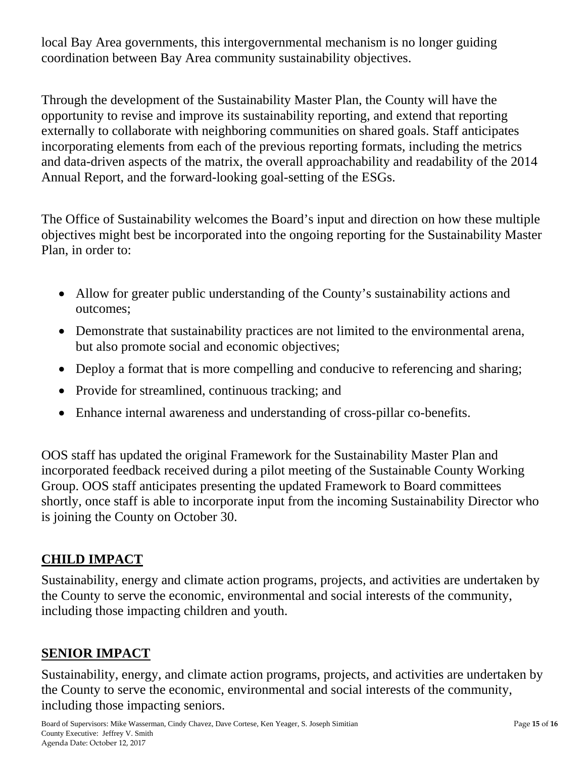local Bay Area governments, this intergovernmental mechanism is no longer guiding coordination between Bay Area community sustainability objectives.

Through the development of the Sustainability Master Plan, the County will have the opportunity to revise and improve its sustainability reporting, and extend that reporting externally to collaborate with neighboring communities on shared goals. Staff anticipates incorporating elements from each of the previous reporting formats, including the metrics and data-driven aspects of the matrix, the overall approachability and readability of the 2014 Annual Report, and the forward-looking goal-setting of the ESGs.

The Office of Sustainability welcomes the Board's input and direction on how these multiple objectives might best be incorporated into the ongoing reporting for the Sustainability Master Plan, in order to:

- Allow for greater public understanding of the County's sustainability actions and outcomes;
- Demonstrate that sustainability practices are not limited to the environmental arena, but also promote social and economic objectives;
- Deploy a format that is more compelling and conducive to referencing and sharing;
- Provide for streamlined, continuous tracking; and
- Enhance internal awareness and understanding of cross-pillar co-benefits.

OOS staff has updated the original Framework for the Sustainability Master Plan and incorporated feedback received during a pilot meeting of the Sustainable County Working Group. OOS staff anticipates presenting the updated Framework to Board committees shortly, once staff is able to incorporate input from the incoming Sustainability Director who is joining the County on October 30.

## CHILD IMPACT

Sustainability, energy and climate action programs, projects, and activities are undertaken by the County to serve the economic, environmental and social interests of the community, including those impacting children and youth.

## SENIOR IMPACT

Sustainability, energy, and climate action programs, projects, and activities are undertaken by the County to serve the economic, environmental and social interests of the community, including those impacting seniors.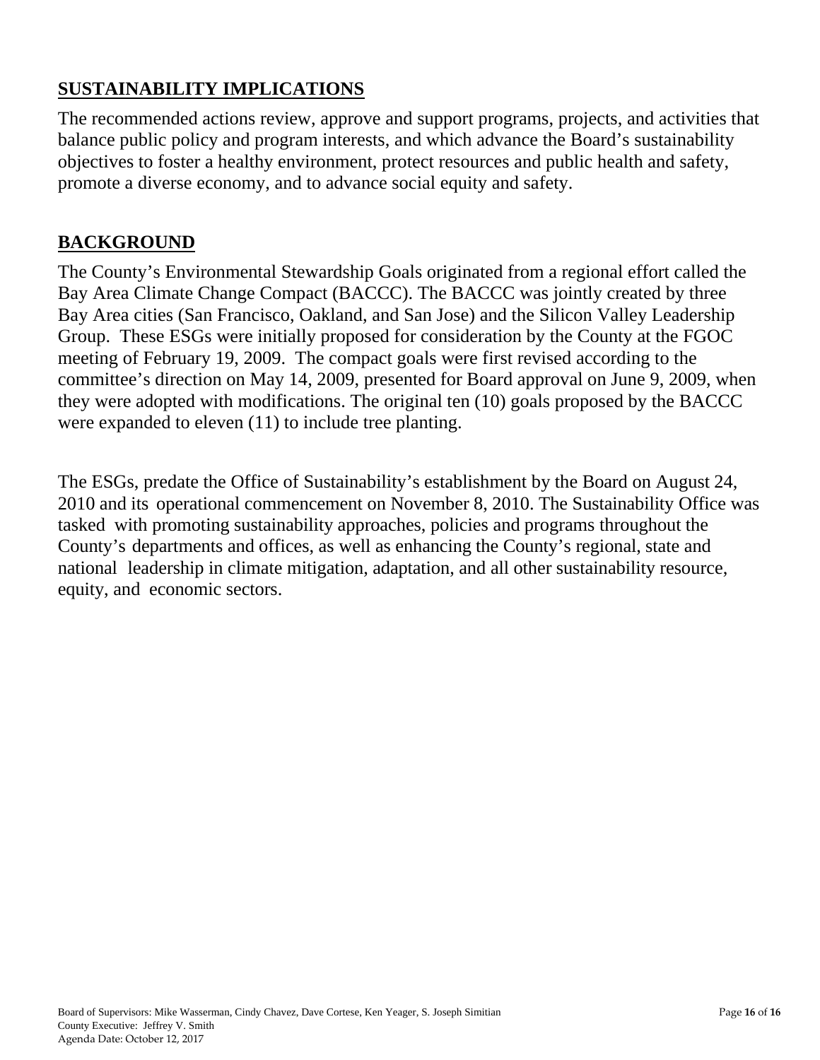## SUSTAINABILITY IMPLICATIONS

The recommended actions review, approve and support programs, projects, and activities that balance public policy and program interests, and which advance the Board's sustainability objectives to foster a healthy environment, protect resources and public health and safety, promote a diverse economy, and to advance social equity and safety.

## BACKGROUND

The County's Environmental Stewardship Goals originated from a regional effort called the Bay Area Climate Change Compact (BACCC). The BACCC was jointly created by three Bay Area cities (San Francisco, Oakland, and San Jose) and the Silicon Valley Leadership Group. These ESGs were initially proposed for consideration by the County at the FGOC meeting of February 19, 2009. The compact goals were first revised according to the committee's direction on May 14, 2009, presented for Board approval on June 9, 2009, when they were adopted with modifications. The original ten (10) goals proposed by the BACCC were expanded to eleven (11) to include tree planting.

The ESGs, predate the Office of Sustainability's establishment by the Board on August 24, 2010 and its operational commencement on November 8, 2010. The Sustainability Office was tasked with promoting sustainability approaches, policies and programs throughout the County's departments and offices, as well as enhancing the County's regional, state and national leadership in climate mitigation, adaptation, and all other sustainability resource, equity, and economic sectors.